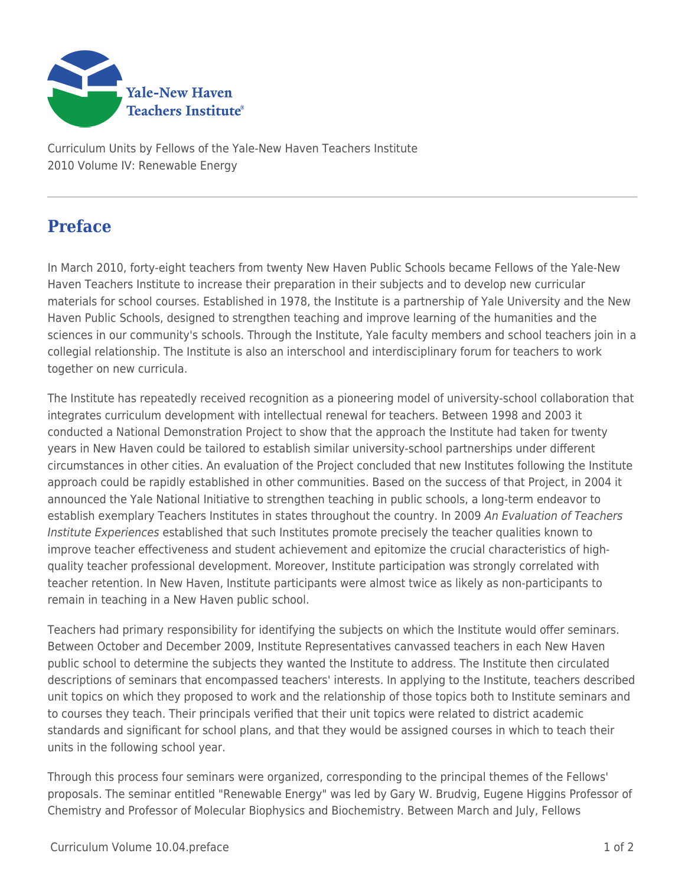Curriculum Units by Fellows of the Yale-New Haven Teachers Institute
2010 Volume IV: Renewable Energy

## Preface

In March 2010, forty-eight teachers from twenty New Haven Public Schools became Fellows of the Yale-New Haven Teachers Institute to increase their preparation in their subjects and to develop new curricular materials for school courses. Established in 1978, the Institute is a partnership of Yale University and the New Haven Public Schools, designed to strengthen teaching and improve learning of the humanities and the sciences in our community's schools. Through the Institute, Yale faculty members and school teachers join in a collegial relationship. The Institute is also an interschool and interdisciplinary forum for teachers to work together on new curricula.

The Institute has repeatedly received recognition as a pioneering model of university-school collaboration that integrates curriculum development with intellectual renewal for teachers. Between 1998 and 2003 it conducted a National Demonstration Project to show that the approach the Institute had taken for twenty years in New Haven could be tailored to establish similar university-school partnerships under different circumstances in other cities. An evaluation of the Project concluded that new Institutes following the Institute approach could be rapidly established in other communities. Based on the success of that Project, in 2004 it announced the Yale National Initiative to strengthen teaching in public schools, a long-term endeavor to establish exemplary Teachers Institutes in states throughout the country. In 2009 *An Evaluation of Teachers Institute Experiences* established that such Institutes promote precisely the teacher qualities known to improve teacher effectiveness and student achievement and epitomize the crucial characteristics of high-quality teacher professional development. Moreover, Institute participation was strongly correlated with teacher retention. In New Haven, Institute participants were almost twice as likely as non-participants to remain in teaching in a New Haven public school.

Teachers had primary responsibility for identifying the subjects on which the Institute would offer seminars. Between October and December 2009, Institute Representatives canvassed teachers in each New Haven public school to determine the subjects they wanted the Institute to address. The Institute then circulated descriptions of seminars that encompassed teachers' interests. In applying to the Institute, teachers described unit topics on which they proposed to work and the relationship of those topics both to Institute seminars and to courses they teach. Their principals verified that their unit topics were related to district academic standards and significant for school plans, and that they would be assigned courses in which to teach their units in the following school year.

Through this process four seminars were organized, corresponding to the principal themes of the Fellows' proposals. The seminar entitled "Renewable Energy" was led by Gary W. Brudvig, Eugene Higgins Professor of Chemistry and Professor of Molecular Biophysics and Biochemistry. Between March and July, Fellows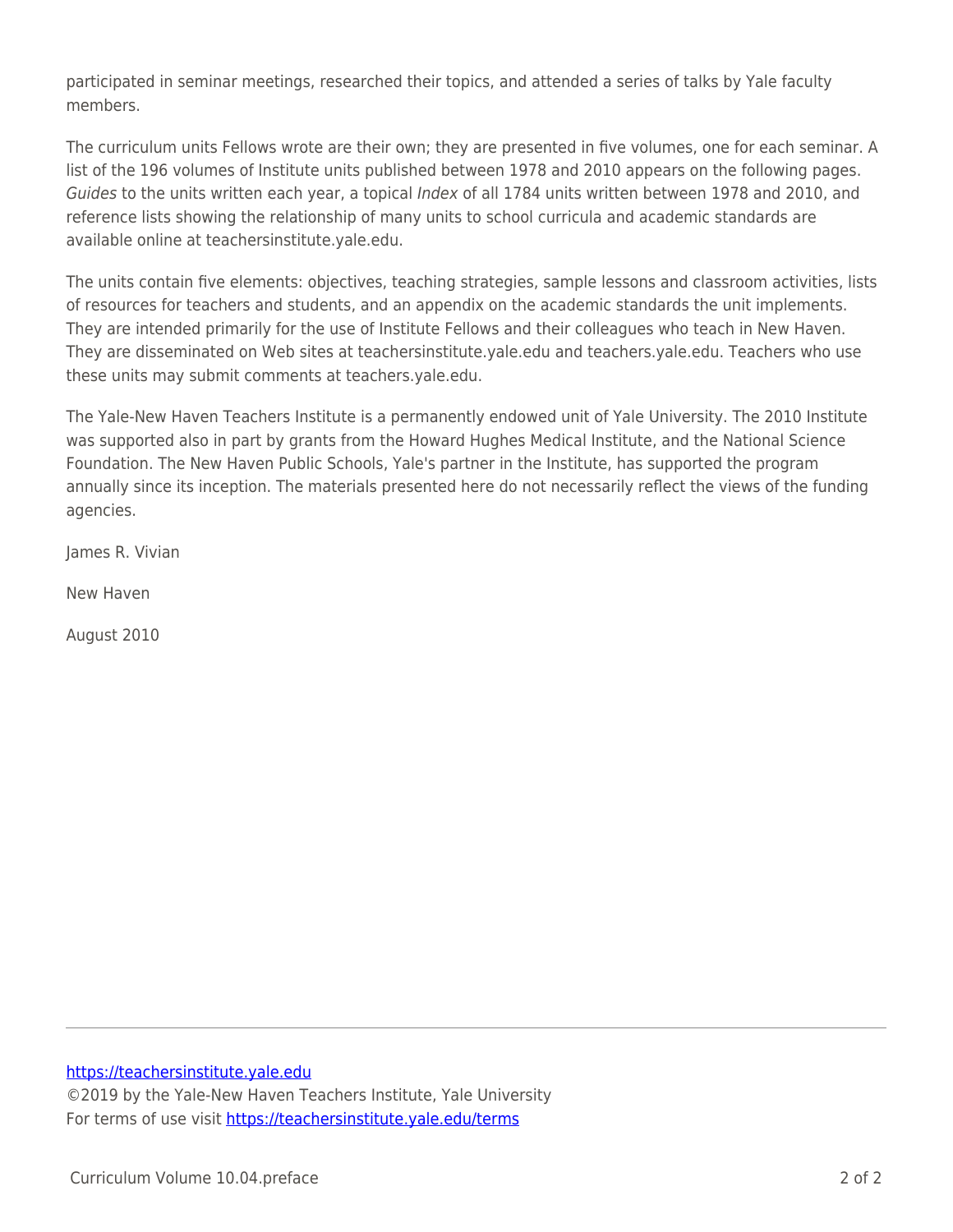participated in seminar meetings, researched their topics, and attended a series of talks by Yale faculty members.

The curriculum units Fellows wrote are their own; they are presented in five volumes, one for each seminar. A list of the 196 volumes of Institute units published between 1978 and 2010 appears on the following pages. *Guides* to the units written each year, a topical *Index* of all 1784 units written between 1978 and 2010, and reference lists showing the relationship of many units to school curricula and academic standards are available online at teachersinstitute.yale.edu.

The units contain five elements: objectives, teaching strategies, sample lessons and classroom activities, lists of resources for teachers and students, and an appendix on the academic standards the unit implements. They are intended primarily for the use of Institute Fellows and their colleagues who teach in New Haven. They are disseminated on Web sites at teachersinstitute.yale.edu and teachers.yale.edu. Teachers who use these units may submit comments at teachers.yale.edu.

The Yale-New Haven Teachers Institute is a permanently endowed unit of Yale University. The 2010 Institute was supported also in part by grants from the Howard Hughes Medical Institute, and the National Science Foundation. The New Haven Public Schools, Yale's partner in the Institute, has supported the program annually since its inception. The materials presented here do not necessarily reflect the views of the funding agencies.

James R. Vivian

New Haven

August 2010

---

https://teachersinstitute.yale.edu
©2019 by the Yale-New Haven Teachers Institute, Yale University
For terms of use visit https://teachersinstitute.yale.edu/terms